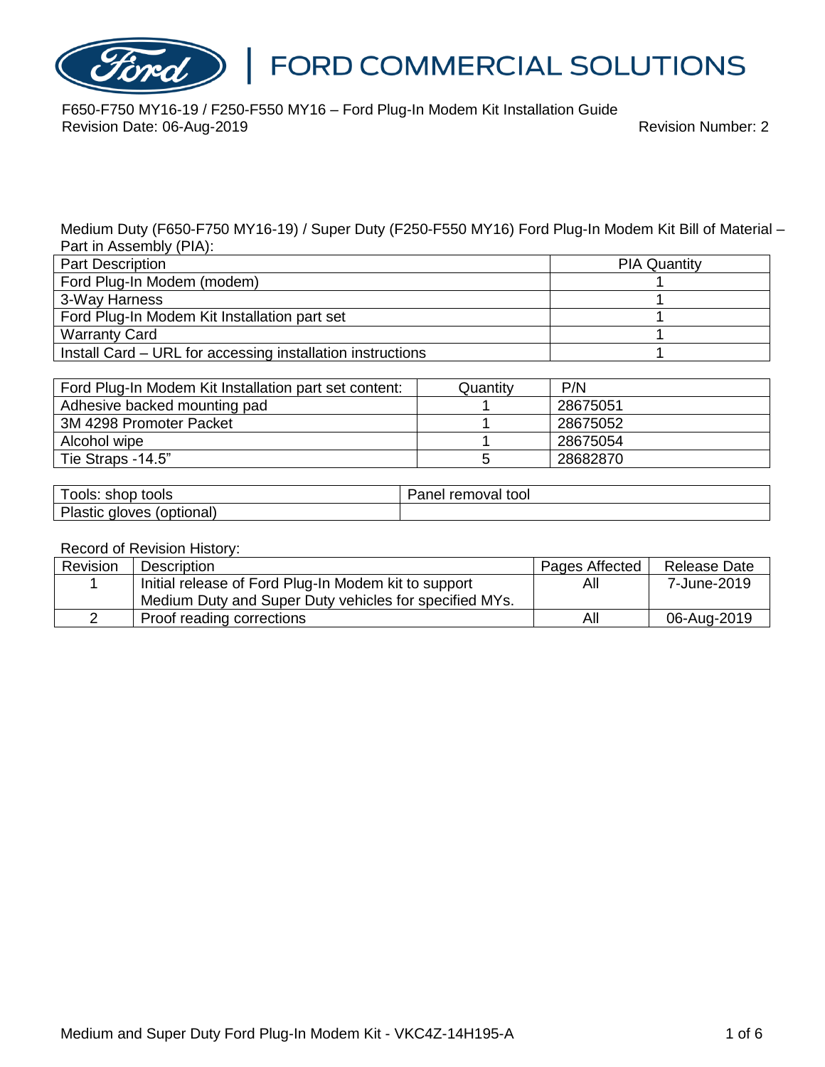# FORD COMMERCIAL SOLUTIONS

F650-F750 MY16-19 / F250-F550 MY16 – Ford Plug-In Modem Kit Installation Guide
Revision Date: 06-Aug-2019 Revision Number: 2

Medium Duty (F650-F750 MY16-19) / Super Duty (F250-F550 MY16) Ford Plug-In Modem Kit Bill of Material – Part in Assembly (PIA):

| Part Description | PIA Quantity |
|---|---|
| Ford Plug-In Modem (modem) | 1 |
| 3-Way Harness | 1 |
| Ford Plug-In Modem Kit Installation part set | 1 |
| Warranty Card | 1 |
| Install Card – URL for accessing installation instructions | 1 |

| Ford Plug-In Modem Kit Installation part set content: | Quantity | P/N |
|---|---|---|
| Adhesive backed mounting pad | 1 | 28675051 |
| 3M 4298 Promoter Packet | 1 | 28675052 |
| Alcohol wipe | 1 | 28675054 |
| Tie Straps -14.5" | 5 | 28682870 |

| Tools: shop tools | Panel removal tool |
|---|---|
| Plastic gloves (optional) | |

Record of Revision History:

| Revision | Description | Pages Affected | Release Date |
|---|---|---|---|
| 1 | Initial release of Ford Plug-In Modem kit to support Medium Duty and Super Duty vehicles for specified MYs. | All | 7-June-2019 |
| 2 | Proof reading corrections | All | 06-Aug-2019 |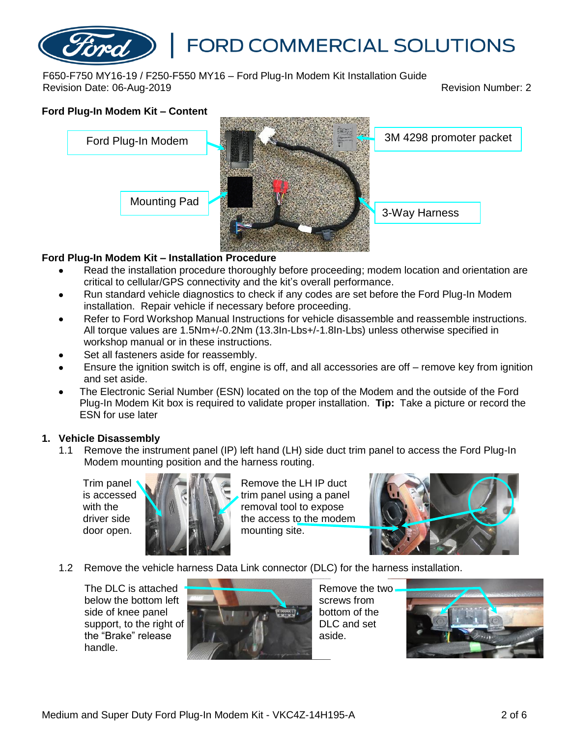F650-F750 MY16-19 / F250-F550 MY16 – Ford Plug-In Modem Kit Installation Guide
Revision Date: 06-Aug-2019 Revision Number: 2

**Ford Plug-In Modem Kit – Content**

Ford Plug-In Modem

3M 4298 promoter packet

Mounting Pad

3-Way Harness

**Ford Plug-In Modem Kit – Installation Procedure**

- Read the installation procedure thoroughly before proceeding; modem location and orientation are critical to cellular/GPS connectivity and the kit's overall performance.
- Run standard vehicle diagnostics to check if any codes are set before the Ford Plug-In Modem installation. Repair vehicle if necessary before proceeding.
- Refer to Ford Workshop Manual Instructions for vehicle disassemble and reassemble instructions. All torque values are 1.5Nm+/-0.2Nm (13.3In-Lbs+/-1.8In-Lbs) unless otherwise specified in workshop manual or in these instructions.
- Set all fasteners aside for reassembly.
- Ensure the ignition switch is off, engine is off, and all accessories are off – remove key from ignition and set aside.
- The Electronic Serial Number (ESN) located on the top of the Modem and the outside of the Ford Plug-In Modem Kit box is required to validate proper installation. **Tip:** Take a picture or record the ESN for use later

## 1. Vehicle Disassembly

1.1 Remove the instrument panel (IP) left hand (LH) side duct trim panel to access the Ford Plug-In Modem mounting position and the harness routing.

Trim panel is accessed with the driver side door open.

Remove the LH IP duct trim panel using a panel removal tool to expose the access to the modem mounting site.

1.2 Remove the vehicle harness Data Link connector (DLC) for the harness installation.

The DLC is attached below the bottom left side of knee panel support, to the right of the "Brake" release handle.

Remove the two screws from bottom of the DLC and set aside.

Medium and Super Duty Ford Plug-In Modem Kit - VKC4Z-14H195-A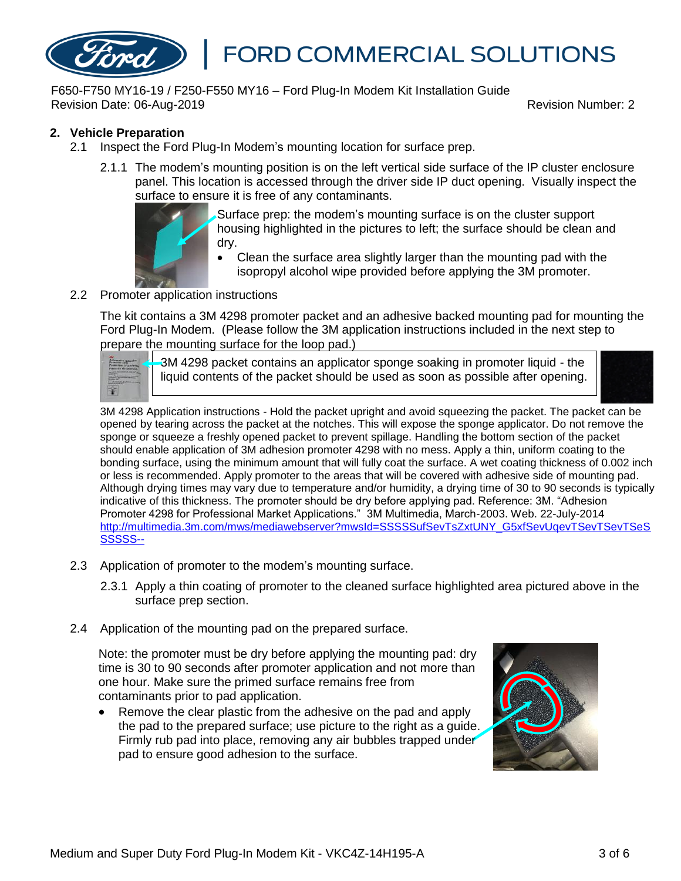F650-F750 MY16-19 / F250-F550 MY16 – Ford Plug-In Modem Kit Installation Guide
Revision Date: 06-Aug-2019 Revision Number: 2

## 2. Vehicle Preparation

2.1 Inspect the Ford Plug-In Modem's mounting location for surface prep.

2.1.1 The modem's mounting position is on the left vertical side surface of the IP cluster enclosure panel. This location is accessed through the driver side IP duct opening. Visually inspect the surface to ensure it is free of any contaminants.

Surface prep: the modem's mounting surface is on the cluster support housing highlighted in the pictures to left; the surface should be clean and dry.

- Clean the surface area slightly larger than the mounting pad with the isopropyl alcohol wipe provided before applying the 3M promoter.

2.2 Promoter application instructions

The kit contains a 3M 4298 promoter packet and an adhesive backed mounting pad for mounting the Ford Plug-In Modem. (Please follow the 3M application instructions included in the next step to prepare the mounting surface for the loop pad.)

3M 4298 packet contains an applicator sponge soaking in promoter liquid - the liquid contents of the packet should be used as soon as possible after opening.

3M 4298 Application instructions - Hold the packet upright and avoid squeezing the packet. The packet can be opened by tearing across the packet at the notches. This will expose the sponge applicator. Do not remove the sponge or squeeze a freshly opened packet to prevent spillage. Handling the bottom section of the packet should enable application of 3M adhesion promoter 4298 with no mess. Apply a thin, uniform coating to the bonding surface, using the minimum amount that will fully coat the surface. A wet coating thickness of 0.002 inch or less is recommended. Apply promoter to the areas that will be covered with adhesive side of mounting pad. Although drying times may vary due to temperature and/or humidity, a drying time of 30 to 90 seconds is typically indicative of this thickness. The promoter should be dry before applying pad. Reference: 3M. "Adhesion Promoter 4298 for Professional Market Applications." 3M Multimedia, March-2003. Web. 22-July-2014 http://multimedia.3m.com/mws/mediawebserver?mwsId=SSSSSufSevTsZxtUNY_G5xfSevUqevTSevTSevTSeSSSSSS--

2.3 Application of promoter to the modem's mounting surface.

2.3.1 Apply a thin coating of promoter to the cleaned surface highlighted area pictured above in the surface prep section.

2.4 Application of the mounting pad on the prepared surface.

Note: the promoter must be dry before applying the mounting pad: dry time is 30 to 90 seconds after promoter application and not more than one hour. Make sure the primed surface remains free from contaminants prior to pad application.

- Remove the clear plastic from the adhesive on the pad and apply the pad to the prepared surface; use picture to the right as a guide. Firmly rub pad into place, removing any air bubbles trapped under pad to ensure good adhesion to the surface.

Medium and Super Duty Ford Plug-In Modem Kit - VKC4Z-14H195-A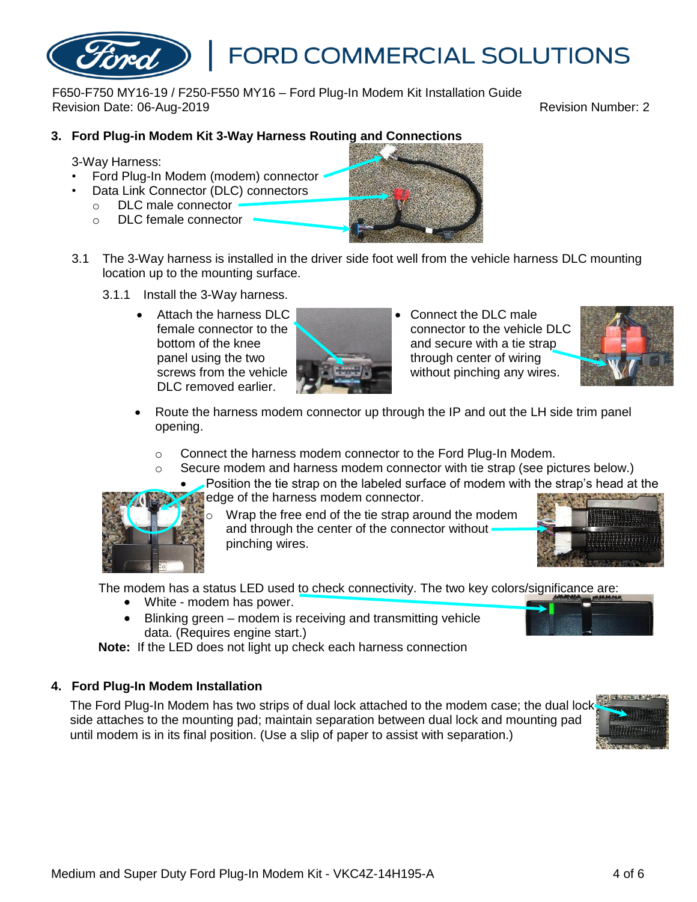## 3. Ford Plug-in Modem Kit 3-Way Harness Routing and Connections

3-Way Harness:

- Ford Plug-In Modem (modem) connector
- Data Link Connector (DLC) connectors
  - DLC male connector
  - DLC female connector

3.1 The 3-Way harness is installed in the driver side foot well from the vehicle harness DLC mounting location up to the mounting surface.

3.1.1 Install the 3-Way harness.

- Attach the harness DLC female connector to the bottom of the knee panel using the two screws from the vehicle DLC removed earlier.
- Connect the DLC male connector to the vehicle DLC and secure with a tie strap through center of wiring without pinching any wires.
- Route the harness modem connector up through the IP and out the LH side trim panel opening.
  - Connect the harness modem connector to the Ford Plug-In Modem.
  - Secure modem and harness modem connector with tie strap (see pictures below.)
    - Position the tie strap on the labeled surface of modem with the strap's head at the edge of the harness modem connector.
      - Wrap the free end of the tie strap around the modem and through the center of the connector without pinching wires.

The modem has a status LED used to check connectivity. The two key colors/significance are:

- White - modem has power.
- Blinking green – modem is receiving and transmitting vehicle data. (Requires engine start.)

**Note:** If the LED does not light up check each harness connection

## 4. Ford Plug-In Modem Installation

The Ford Plug-In Modem has two strips of dual lock attached to the modem case; the dual lock side attaches to the mounting pad; maintain separation between dual lock and mounting pad until modem is in its final position. (Use a slip of paper to assist with separation.)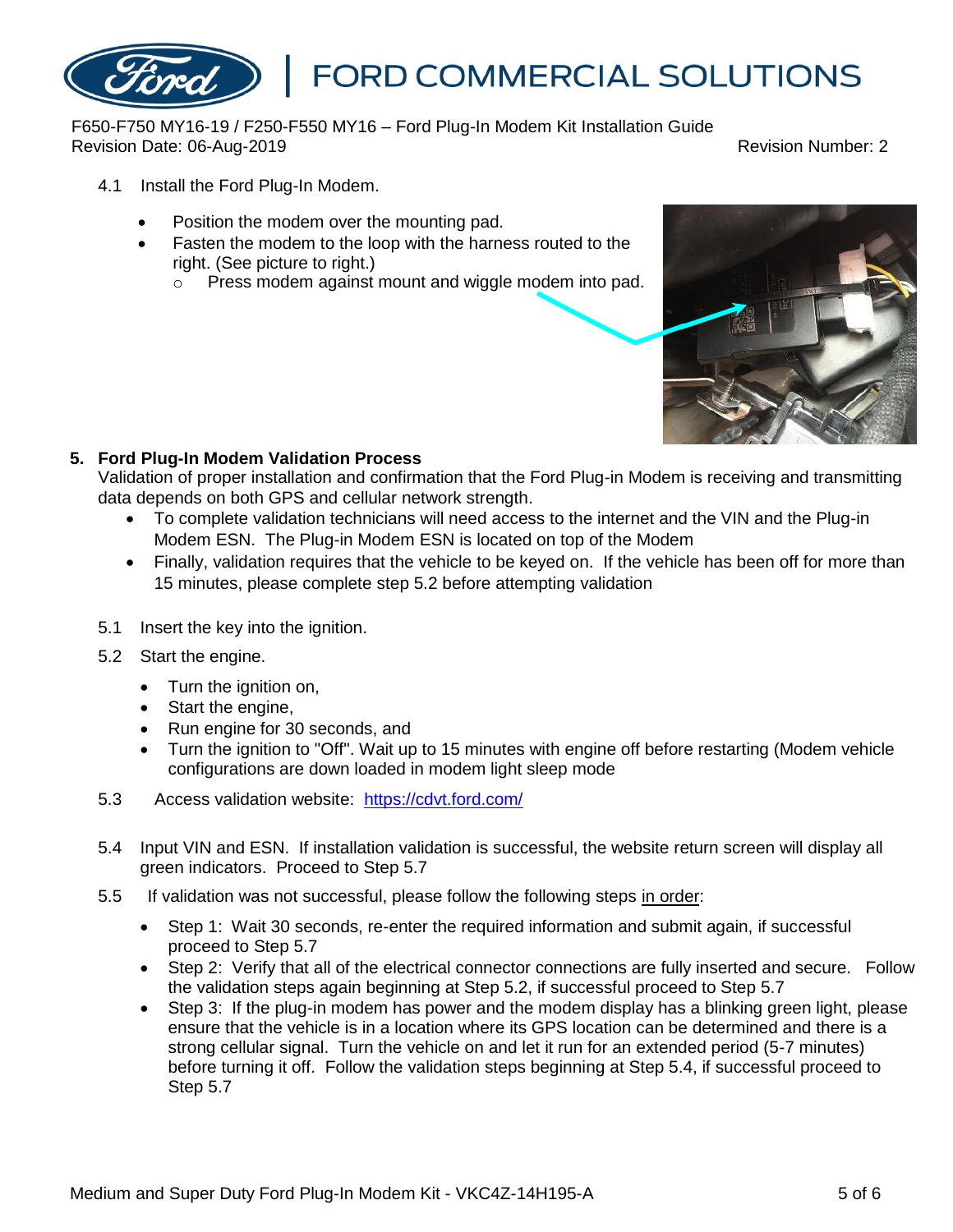4.1 Install the Ford Plug-In Modem.

- Position the modem over the mounting pad.
- Fasten the modem to the loop with the harness routed to the right. (See picture to right.)
  - Press modem against mount and wiggle modem into pad.

## 5. Ford Plug-In Modem Validation Process

Validation of proper installation and confirmation that the Ford Plug-in Modem is receiving and transmitting data depends on both GPS and cellular network strength.

- To complete validation technicians will need access to the internet and the VIN and the Plug-in Modem ESN. The Plug-in Modem ESN is located on top of the Modem
- Finally, validation requires that the vehicle to be keyed on. If the vehicle has been off for more than 15 minutes, please complete step 5.2 before attempting validation

5.1 Insert the key into the ignition.

5.2 Start the engine.

- Turn the ignition on,
- Start the engine,
- Run engine for 30 seconds, and
- Turn the ignition to "Off". Wait up to 15 minutes with engine off before restarting (Modem vehicle configurations are down loaded in modem light sleep mode

5.3 Access validation website: https://cdvt.ford.com/

5.4 Input VIN and ESN. If installation validation is successful, the website return screen will display all green indicators. Proceed to Step 5.7

5.5 If validation was not successful, please follow the following steps in order:

- Step 1: Wait 30 seconds, re-enter the required information and submit again, if successful proceed to Step 5.7
- Step 2: Verify that all of the electrical connector connections are fully inserted and secure. Follow the validation steps again beginning at Step 5.2, if successful proceed to Step 5.7
- Step 3: If the plug-in modem has power and the modem display has a blinking green light, please ensure that the vehicle is in a location where its GPS location can be determined and there is a strong cellular signal. Turn the vehicle on and let it run for an extended period (5-7 minutes) before turning it off. Follow the validation steps beginning at Step 5.4, if successful proceed to Step 5.7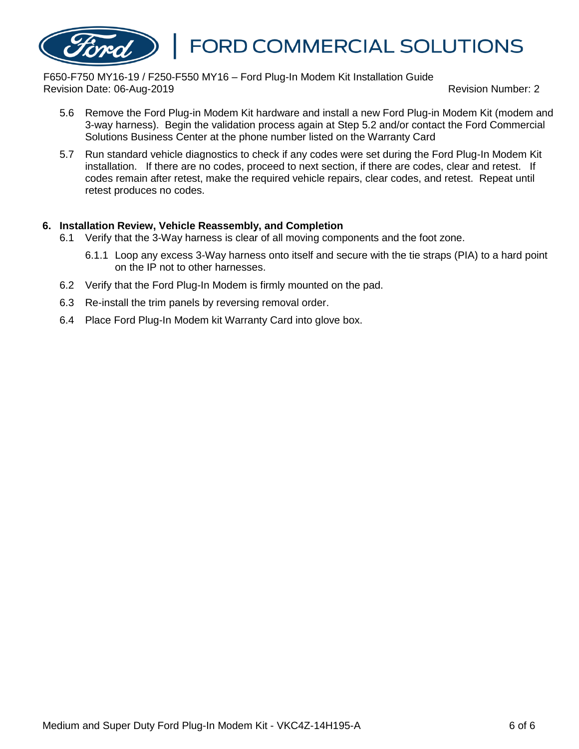5.6 Remove the Ford Plug-in Modem Kit hardware and install a new Ford Plug-in Modem Kit (modem and 3-way harness). Begin the validation process again at Step 5.2 and/or contact the Ford Commercial Solutions Business Center at the phone number listed on the Warranty Card

5.7 Run standard vehicle diagnostics to check if any codes were set during the Ford Plug-In Modem Kit installation. If there are no codes, proceed to next section, if there are codes, clear and retest. If codes remain after retest, make the required vehicle repairs, clear codes, and retest. Repeat until retest produces no codes.

**6. Installation Review, Vehicle Reassembly, and Completion**

6.1 Verify that the 3-Way harness is clear of all moving components and the foot zone.

6.1.1 Loop any excess 3-Way harness onto itself and secure with the tie straps (PIA) to a hard point on the IP not to other harnesses.

6.2 Verify that the Ford Plug-In Modem is firmly mounted on the pad.

6.3 Re-install the trim panels by reversing removal order.

6.4 Place Ford Plug-In Modem kit Warranty Card into glove box.